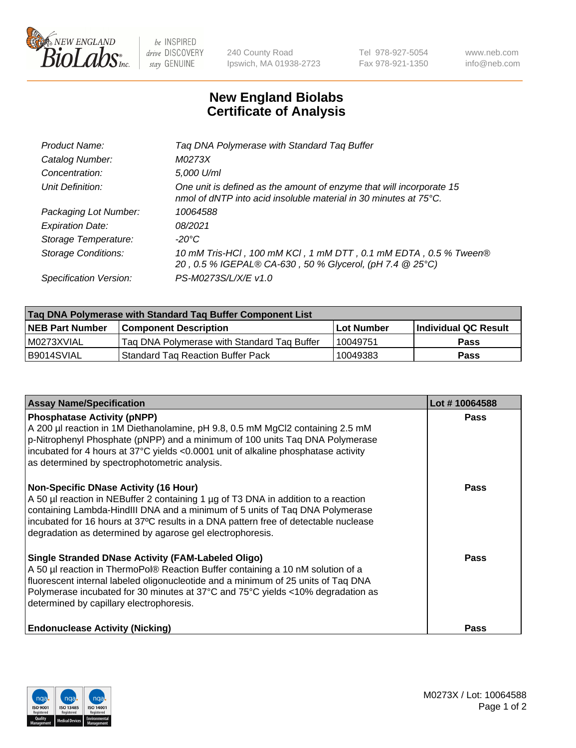New England BioLabs Inc. — be INSPIRED drive DISCOVERY stay GENUINE

240 County Road
Ipswich, MA 01938-2723

Tel 978-927-5054
Fax 978-921-1350

www.neb.com
info@neb.com

# New England Biolabs Certificate of Analysis

| | |
|---|---|
| *Product Name:* | *Taq DNA Polymerase with Standard Taq Buffer* |
| *Catalog Number:* | *M0273X* |
| *Concentration:* | *5,000 U/ml* |
| *Unit Definition:* | *One unit is defined as the amount of enzyme that will incorporate 15 nmol of dNTP into acid insoluble material in 30 minutes at 75°C.* |
| *Packaging Lot Number:* | *10064588* |
| *Expiration Date:* | *08/2021* |
| *Storage Temperature:* | *-20°C* |
| *Storage Conditions:* | *10 mM Tris-HCl , 100 mM KCl , 1 mM DTT , 0.1 mM EDTA , 0.5 % Tween® 20 , 0.5 % IGEPAL® CA-630 , 50 % Glycerol, (pH 7.4 @ 25°C)* |
| *Specification Version:* | *PS-M0273S/L/X/E v1.0* |

| Taq DNA Polymerase with Standard Taq Buffer Component List | | | |
|---|---|---|---|
| **NEB Part Number** | **Component Description** | **Lot Number** | **Individual QC Result** |
| M0273XVIAL | Taq DNA Polymerase with Standard Taq Buffer | 10049751 | **Pass** |
| B9014SVIAL | Standard Taq Reaction Buffer Pack | 10049383 | **Pass** |

| Assay Name/Specification | Lot # 10064588 |
|---|---|
| **Phosphatase Activity (pNPP)**<br>A 200 µl reaction in 1M Diethanolamine, pH 9.8, 0.5 mM MgCl2 containing 2.5 mM p-Nitrophenyl Phosphate (pNPP) and a minimum of 100 units Taq DNA Polymerase incubated for 4 hours at 37°C yields <0.0001 unit of alkaline phosphatase activity as determined by spectrophotometric analysis. | **Pass** |
| **Non-Specific DNase Activity (16 Hour)**<br>A 50 µl reaction in NEBuffer 2 containing 1 µg of T3 DNA in addition to a reaction containing Lambda-HindIII DNA and a minimum of 5 units of Taq DNA Polymerase incubated for 16 hours at 37ºC results in a DNA pattern free of detectable nuclease degradation as determined by agarose gel electrophoresis. | **Pass** |
| **Single Stranded DNase Activity (FAM-Labeled Oligo)**<br>A 50 µl reaction in ThermoPol® Reaction Buffer containing a 10 nM solution of a fluorescent internal labeled oligonucleotide and a minimum of 25 units of Taq DNA Polymerase incubated for 30 minutes at 37°C and 75°C yields <10% degradation as determined by capillary electrophoresis. | **Pass** |
| **Endonuclease Activity (Nicking)** | **Pass** |

M0273X / Lot: 10064588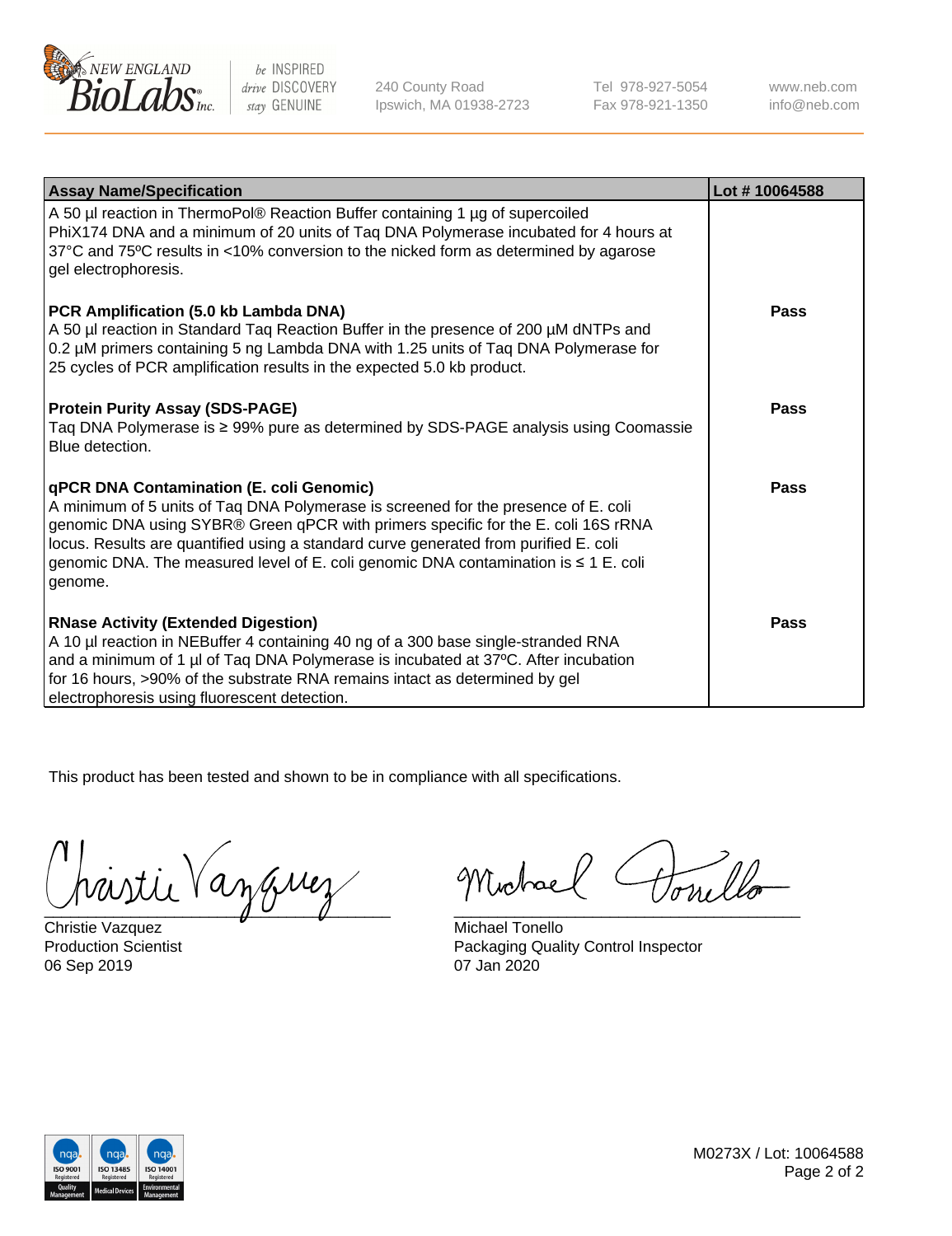| Assay Name/Specification | Lot # 10064588 |
| --- | --- |
| A 50 µl reaction in ThermoPol® Reaction Buffer containing 1 µg of supercoiled PhiX174 DNA and a minimum of 20 units of Taq DNA Polymerase incubated for 4 hours at 37°C and 75ºC results in <10% conversion to the nicked form as determined by agarose gel electrophoresis. | |
| **PCR Amplification (5.0 kb Lambda DNA)**<br>A 50 µl reaction in Standard Taq Reaction Buffer in the presence of 200 µM dNTPs and 0.2 µM primers containing 5 ng Lambda DNA with 1.25 units of Taq DNA Polymerase for 25 cycles of PCR amplification results in the expected 5.0 kb product. | **Pass** |
| **Protein Purity Assay (SDS-PAGE)**<br>Taq DNA Polymerase is ≥ 99% pure as determined by SDS-PAGE analysis using Coomassie Blue detection. | **Pass** |
| **qPCR DNA Contamination (E. coli Genomic)**<br>A minimum of 5 units of Taq DNA Polymerase is screened for the presence of E. coli genomic DNA using SYBR® Green qPCR with primers specific for the E. coli 16S rRNA locus. Results are quantified using a standard curve generated from purified E. coli genomic DNA. The measured level of E. coli genomic DNA contamination is ≤ 1 E. coli genome. | **Pass** |
| **RNase Activity (Extended Digestion)**<br>A 10 µl reaction in NEBuffer 4 containing 40 ng of a 300 base single-stranded RNA and a minimum of 1 µl of Taq DNA Polymerase is incubated at 37ºC. After incubation for 16 hours, >90% of the substrate RNA remains intact as determined by gel electrophoresis using fluorescent detection. | **Pass** |

This product has been tested and shown to be in compliance with all specifications.

Christie Vazquez
Production Scientist
06 Sep 2019

Michael Tonello
Packaging Quality Control Inspector
07 Jan 2020

M0273X / Lot: 10064588